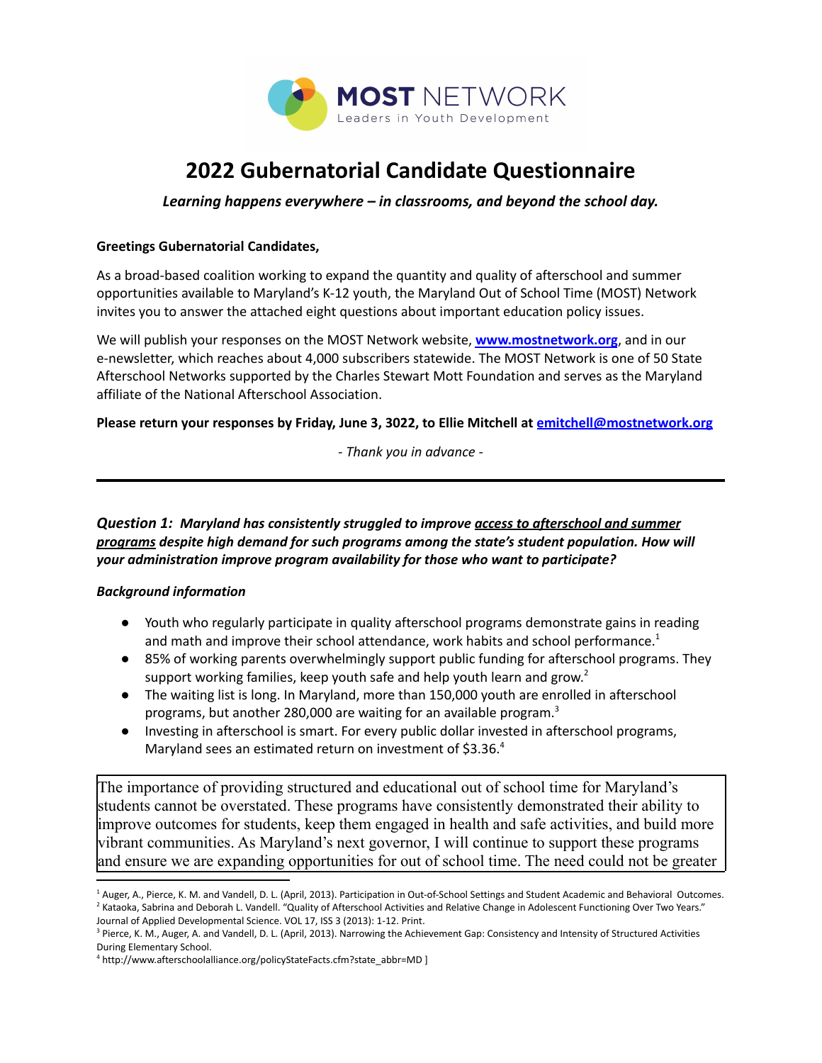MOST NETWORK
Leaders in Youth Development

# 2022 Gubernatorial Candidate Questionnaire

***Learning happens everywhere – in classrooms, and beyond the school day.***

**Greetings Gubernatorial Candidates,**

As a broad-based coalition working to expand the quantity and quality of afterschool and summer opportunities available to Maryland's K-12 youth, the Maryland Out of School Time (MOST) Network invites you to answer the attached eight questions about important education policy issues.

We will publish your responses on the MOST Network website, **[www.mostnetwork.org](http://www.mostnetwork.org)**, and in our e-newsletter, which reaches about 4,000 subscribers statewide. The MOST Network is one of 50 State Afterschool Networks supported by the Charles Stewart Mott Foundation and serves as the Maryland affiliate of the National Afterschool Association.

**Please return your responses by Friday, June 3, 2022, to Ellie Mitchell at [emitchell@mostnetwork.org](mailto:emitchell@mostnetwork.org)**

*- Thank you in advance -*

---

***Question 1: Maryland has consistently struggled to improve access to afterschool and summer programs despite high demand for such programs among the state's student population. How will your administration improve program availability for those who want to participate?***

***Background information***

- Youth who regularly participate in quality afterschool programs demonstrate gains in reading and math and improve their school attendance, work habits and school performance.[1]
- 85% of working parents overwhelmingly support public funding for afterschool programs. They support working families, keep youth safe and help youth learn and grow.[2]
- The waiting list is long. In Maryland, more than 150,000 youth are enrolled in afterschool programs, but another 280,000 are waiting for an available program.[3]
- Investing in afterschool is smart. For every public dollar invested in afterschool programs, Maryland sees an estimated return on investment of $3.36.[4]

The importance of providing structured and educational out of school time for Maryland's students cannot be overstated. These programs have consistently demonstrated their ability to improve outcomes for students, keep them engaged in health and safe activities, and build more vibrant communities. As Maryland's next governor, I will continue to support these programs and ensure we are expanding opportunities for out of school time. The need could not be greater

---

[1] Auger, A., Pierce, K. M. and Vandell, D. L. (April, 2013). Participation in Out-of-School Settings and Student Academic and Behavioral Outcomes.

[2] Kataoka, Sabrina and Deborah L. Vandell. "Quality of Afterschool Activities and Relative Change in Adolescent Functioning Over Two Years." Journal of Applied Developmental Science. VOL 17, ISS 3 (2013): 1-12. Print.

[3] Pierce, K. M., Auger, A. and Vandell, D. L. (April, 2013). Narrowing the Achievement Gap: Consistency and Intensity of Structured Activities During Elementary School.

[4] http://www.afterschoolalliance.org/policyStateFacts.cfm?state_abbr=MD ]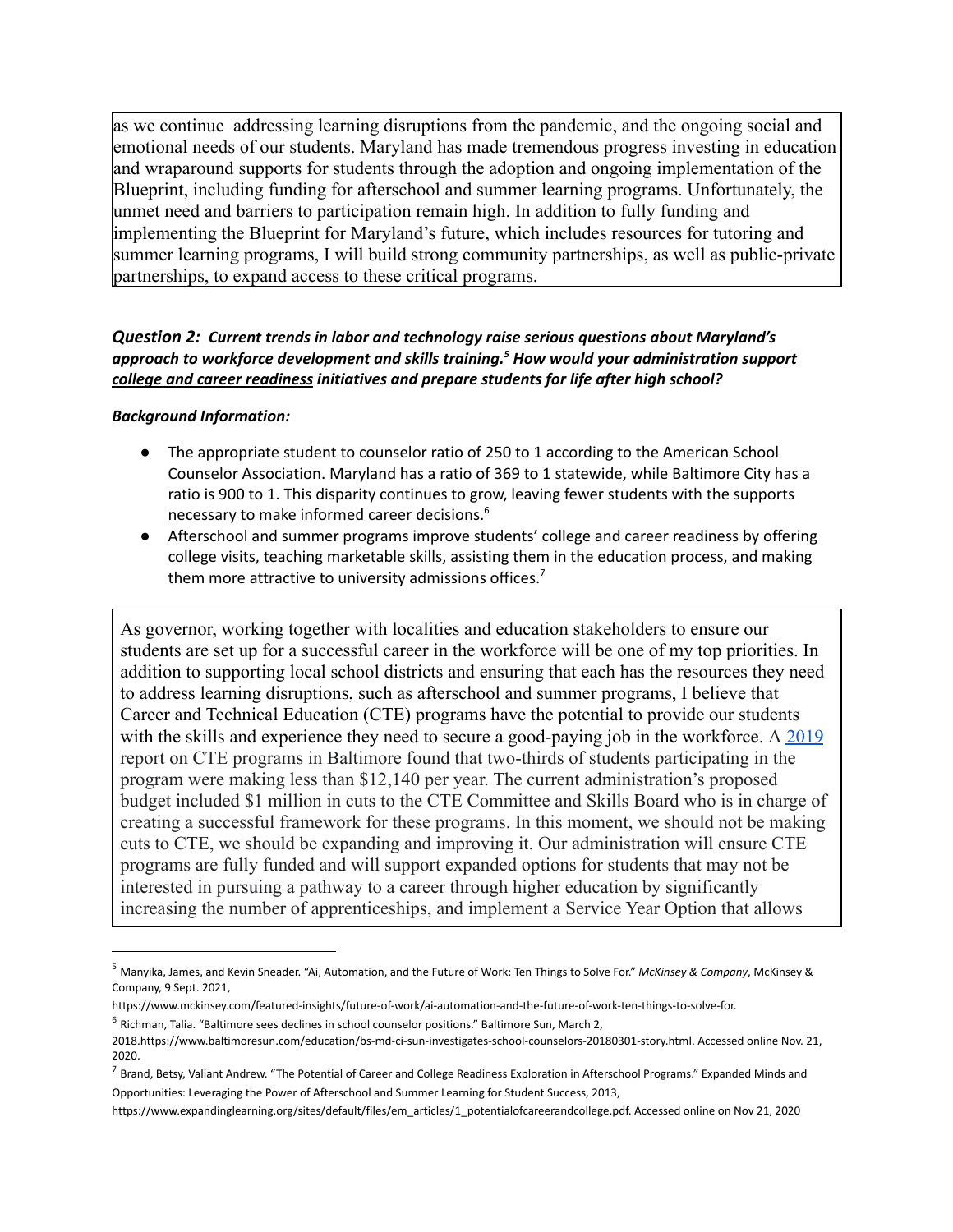as we continue addressing learning disruptions from the pandemic, and the ongoing social and emotional needs of our students. Maryland has made tremendous progress investing in education and wraparound supports for students through the adoption and ongoing implementation of the Blueprint, including funding for afterschool and summer learning programs. Unfortunately, the unmet need and barriers to participation remain high. In addition to fully funding and implementing the Blueprint for Maryland's future, which includes resources for tutoring and summer learning programs, I will build strong community partnerships, as well as public-private partnerships, to expand access to these critical programs.

***Question 2:** Current trends in labor and technology raise serious questions about Maryland's approach to workforce development and skills training.[5] How would your administration support college and career readiness initiatives and prepare students for life after high school?*

***Background Information:***

- The appropriate student to counselor ratio of 250 to 1 according to the American School Counselor Association. Maryland has a ratio of 369 to 1 statewide, while Baltimore City has a ratio is 900 to 1. This disparity continues to grow, leaving fewer students with the supports necessary to make informed career decisions.[6]
- Afterschool and summer programs improve students' college and career readiness by offering college visits, teaching marketable skills, assisting them in the education process, and making them more attractive to university admissions offices.[7]

As governor, working together with localities and education stakeholders to ensure our students are set up for a successful career in the workforce will be one of my top priorities. In addition to supporting local school districts and ensuring that each has the resources they need to address learning disruptions, such as afterschool and summer programs, I believe that Career and Technical Education (CTE) programs have the potential to provide our students with the skills and experience they need to secure a good-paying job in the workforce. A 2019 report on CTE programs in Baltimore found that two-thirds of students participating in the program were making less than $12,140 per year. The current administration's proposed budget included $1 million in cuts to the CTE Committee and Skills Board who is in charge of creating a successful framework for these programs. In this moment, we should not be making cuts to CTE, we should be expanding and improving it. Our administration will ensure CTE programs are fully funded and will support expanded options for students that may not be interested in pursuing a pathway to a career through higher education by significantly increasing the number of apprenticeships, and implement a Service Year Option that allows

---

[5] Manyika, James, and Kevin Sneader. "Ai, Automation, and the Future of Work: Ten Things to Solve For." *McKinsey & Company*, McKinsey & Company, 9 Sept. 2021, https://www.mckinsey.com/featured-insights/future-of-work/ai-automation-and-the-future-of-work-ten-things-to-solve-for.

[6] Richman, Talia. "Baltimore sees declines in school counselor positions." Baltimore Sun, March 2, 2018.https://www.baltimoresun.com/education/bs-md-ci-sun-investigates-school-counselors-20180301-story.html. Accessed online Nov. 21, 2020.

[7] Brand, Betsy, Valiant Andrew. "The Potential of Career and College Readiness Exploration in Afterschool Programs." Expanded Minds and Opportunities: Leveraging the Power of Afterschool and Summer Learning for Student Success, 2013, https://www.expandinglearning.org/sites/default/files/em_articles/1_potentialofcareerandcollege.pdf. Accessed online on Nov 21, 2020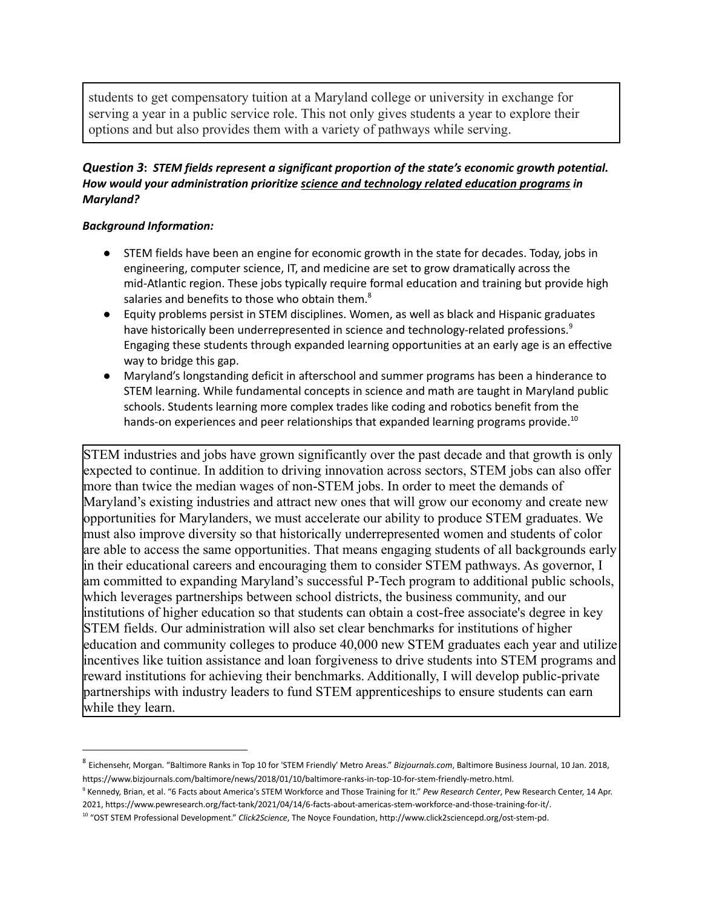students to get compensatory tuition at a Maryland college or university in exchange for serving a year in a public service role. This not only gives students a year to explore their options and but also provides them with a variety of pathways while serving.

### ***Question 3: STEM fields represent a significant proportion of the state's economic growth potential. How would your administration prioritize science and technology related education programs in Maryland?***

***Background Information:***

- STEM fields have been an engine for economic growth in the state for decades. Today, jobs in engineering, computer science, IT, and medicine are set to grow dramatically across the mid-Atlantic region. These jobs typically require formal education and training but provide high salaries and benefits to those who obtain them.[8]
- Equity problems persist in STEM disciplines. Women, as well as black and Hispanic graduates have historically been underrepresented in science and technology-related professions.[9] Engaging these students through expanded learning opportunities at an early age is an effective way to bridge this gap.
- Maryland's longstanding deficit in afterschool and summer programs has been a hinderance to STEM learning. While fundamental concepts in science and math are taught in Maryland public schools. Students learning more complex trades like coding and robotics benefit from the hands-on experiences and peer relationships that expanded learning programs provide.[10]

STEM industries and jobs have grown significantly over the past decade and that growth is only expected to continue. In addition to driving innovation across sectors, STEM jobs can also offer more than twice the median wages of non-STEM jobs. In order to meet the demands of Maryland's existing industries and attract new ones that will grow our economy and create new opportunities for Marylanders, we must accelerate our ability to produce STEM graduates. We must also improve diversity so that historically underrepresented women and students of color are able to access the same opportunities. That means engaging students of all backgrounds early in their educational careers and encouraging them to consider STEM pathways. As governor, I am committed to expanding Maryland's successful P-Tech program to additional public schools, which leverages partnerships between school districts, the business community, and our institutions of higher education so that students can obtain a cost-free associate's degree in key STEM fields. Our administration will also set clear benchmarks for institutions of higher education and community colleges to produce 40,000 new STEM graduates each year and utilize incentives like tuition assistance and loan forgiveness to drive students into STEM programs and reward institutions for achieving their benchmarks. Additionally, I will develop public-private partnerships with industry leaders to fund STEM apprenticeships to ensure students can earn while they learn.

---

[8] Eichensehr, Morgan. "Baltimore Ranks in Top 10 for 'STEM Friendly' Metro Areas." *Bizjournals.com*, Baltimore Business Journal, 10 Jan. 2018, https://www.bizjournals.com/baltimore/news/2018/01/10/baltimore-ranks-in-top-10-for-stem-friendly-metro.html.

[9] Kennedy, Brian, et al. "6 Facts about America's STEM Workforce and Those Training for It." *Pew Research Center*, Pew Research Center, 14 Apr. 2021, https://www.pewresearch.org/fact-tank/2021/04/14/6-facts-about-americas-stem-workforce-and-those-training-for-it/.

[10] "OST STEM Professional Development." *Click2Science*, The Noyce Foundation, http://www.click2sciencepd.org/ost-stem-pd.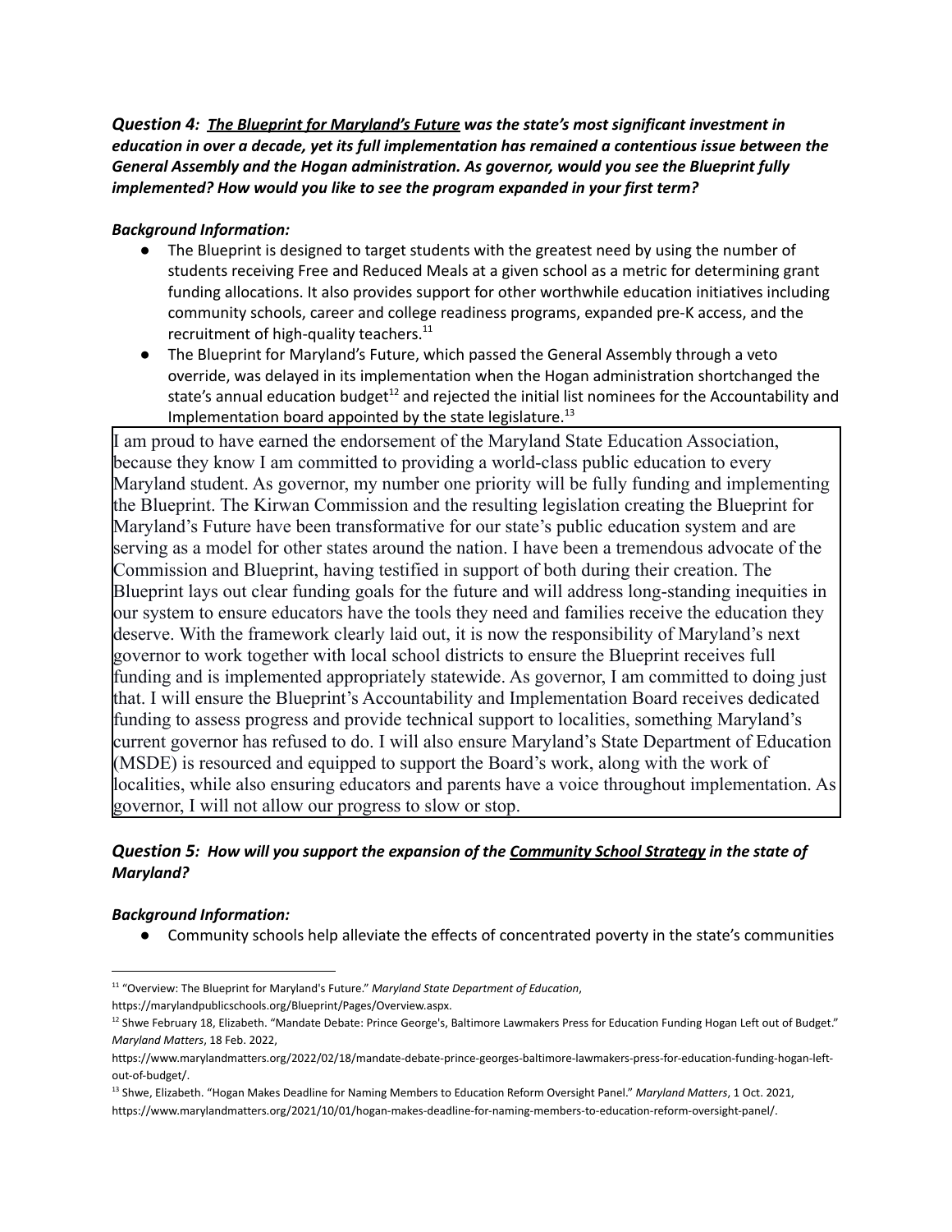***Question 4:** **[The Blueprint for Maryland's Future](#)** **was the state's most significant investment in education in over a decade, yet its full implementation has remained a contentious issue between the General Assembly and the Hogan administration. As governor, would you see the Blueprint fully implemented? How would you like to see the program expanded in your first term?***

***Background Information:***

- The Blueprint is designed to target students with the greatest need by using the number of students receiving Free and Reduced Meals at a given school as a metric for determining grant funding allocations. It also provides support for other worthwhile education initiatives including community schools, career and college readiness programs, expanded pre-K access, and the recruitment of high-quality teachers.[11]
- The Blueprint for Maryland's Future, which passed the General Assembly through a veto override, was delayed in its implementation when the Hogan administration shortchanged the state's annual education budget[12] and rejected the initial list nominees for the Accountability and Implementation board appointed by the state legislature.[13]

I am proud to have earned the endorsement of the Maryland State Education Association, because they know I am committed to providing a world-class public education to every Maryland student. As governor, my number one priority will be fully funding and implementing the Blueprint. The Kirwan Commission and the resulting legislation creating the Blueprint for Maryland's Future have been transformative for our state's public education system and are serving as a model for other states around the nation. I have been a tremendous advocate of the Commission and Blueprint, having testified in support of both during their creation. The Blueprint lays out clear funding goals for the future and will address long-standing inequities in our system to ensure educators have the tools they need and families receive the education they deserve. With the framework clearly laid out, it is now the responsibility of Maryland's next governor to work together with local school districts to ensure the Blueprint receives full funding and is implemented appropriately statewide. As governor, I am committed to doing just that. I will ensure the Blueprint's Accountability and Implementation Board receives dedicated funding to assess progress and provide technical support to localities, something Maryland's current governor has refused to do. I will also ensure Maryland's State Department of Education (MSDE) is resourced and equipped to support the Board's work, along with the work of localities, while also ensuring educators and parents have a voice throughout implementation. As governor, I will not allow our progress to slow or stop.

***Question 5:** **How will you support the expansion of the [Community School Strategy](#) in the state of Maryland?***

***Background Information:***

- Community schools help alleviate the effects of concentrated poverty in the state's communities

---

[11] "Overview: The Blueprint for Maryland's Future." *Maryland State Department of Education*, https://marylandpublicschools.org/Blueprint/Pages/Overview.aspx.

[12] Shwe February 18, Elizabeth. "Mandate Debate: Prince George's, Baltimore Lawmakers Press for Education Funding Hogan Left out of Budget." *Maryland Matters*, 18 Feb. 2022, https://www.marylandmatters.org/2022/02/18/mandate-debate-prince-georges-baltimore-lawmakers-press-for-education-funding-hogan-left-out-of-budget/.

[13] Shwe, Elizabeth. "Hogan Makes Deadline for Naming Members to Education Reform Oversight Panel." *Maryland Matters*, 1 Oct. 2021, https://www.marylandmatters.org/2021/10/01/hogan-makes-deadline-for-naming-members-to-education-reform-oversight-panel/.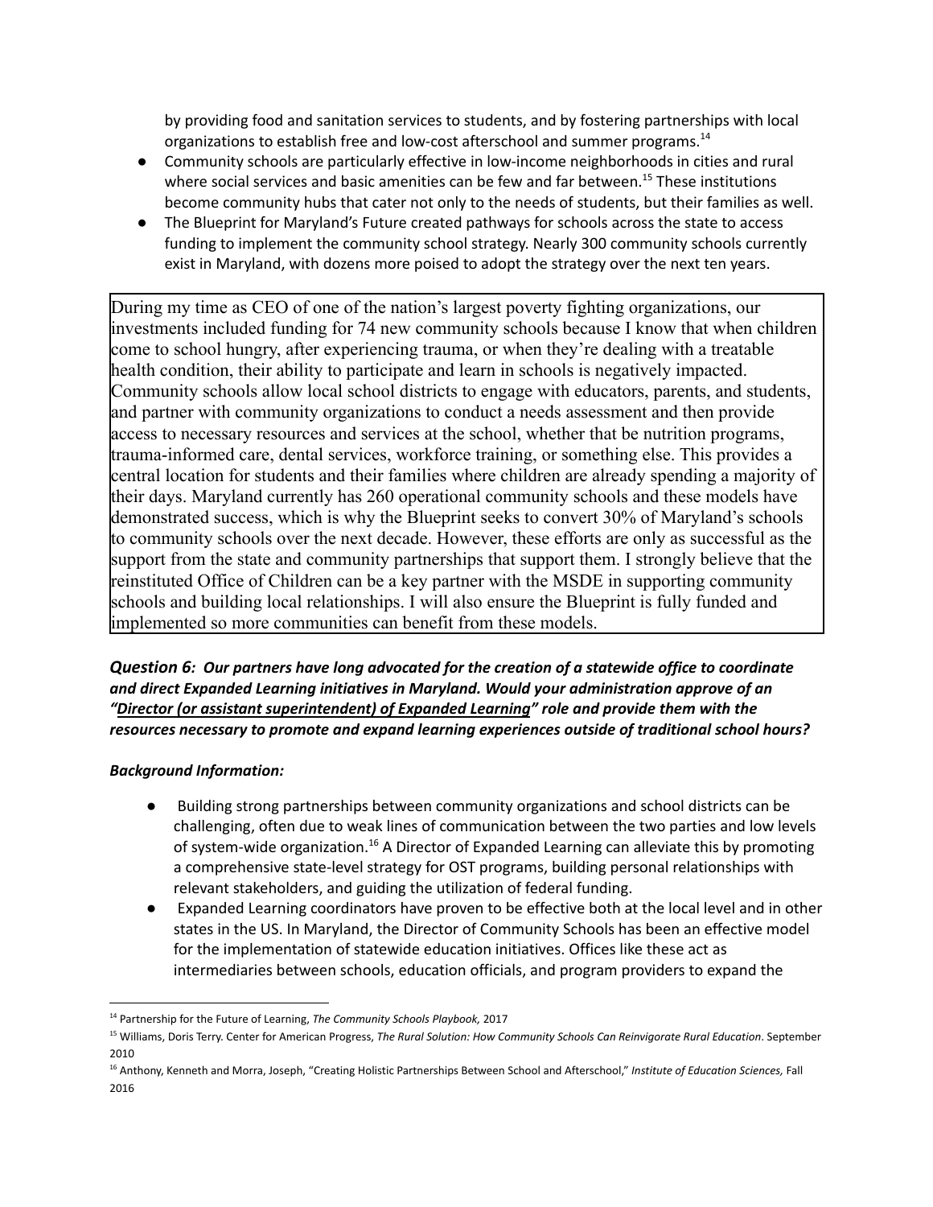by providing food and sanitation services to students, and by fostering partnerships with local organizations to establish free and low-cost afterschool and summer programs.[14]

- Community schools are particularly effective in low-income neighborhoods in cities and rural where social services and basic amenities can be few and far between.[15] These institutions become community hubs that cater not only to the needs of students, but their families as well.
- The Blueprint for Maryland's Future created pathways for schools across the state to access funding to implement the community school strategy. Nearly 300 community schools currently exist in Maryland, with dozens more poised to adopt the strategy over the next ten years.

During my time as CEO of one of the nation's largest poverty fighting organizations, our investments included funding for 74 new community schools because I know that when children come to school hungry, after experiencing trauma, or when they're dealing with a treatable health condition, their ability to participate and learn in schools is negatively impacted. Community schools allow local school districts to engage with educators, parents, and students, and partner with community organizations to conduct a needs assessment and then provide access to necessary resources and services at the school, whether that be nutrition programs, trauma-informed care, dental services, workforce training, or something else. This provides a central location for students and their families where children are already spending a majority of their days. Maryland currently has 260 operational community schools and these models have demonstrated success, which is why the Blueprint seeks to convert 30% of Maryland's schools to community schools over the next decade. However, these efforts are only as successful as the support from the state and community partnerships that support them. I strongly believe that the reinstituted Office of Children can be a key partner with the MSDE in supporting community schools and building local relationships. I will also ensure the Blueprint is fully funded and implemented so more communities can benefit from these models.

***Question 6: Our partners have long advocated for the creation of a statewide office to coordinate and direct Expanded Learning initiatives in Maryland. Would your administration approve of an "Director (or assistant superintendent) of Expanded Learning" role and provide them with the resources necessary to promote and expand learning experiences outside of traditional school hours?***

***Background Information:***

- Building strong partnerships between community organizations and school districts can be challenging, often due to weak lines of communication between the two parties and low levels of system-wide organization.[16] A Director of Expanded Learning can alleviate this by promoting a comprehensive state-level strategy for OST programs, building personal relationships with relevant stakeholders, and guiding the utilization of federal funding.
- Expanded Learning coordinators have proven to be effective both at the local level and in other states in the US. In Maryland, the Director of Community Schools has been an effective model for the implementation of statewide education initiatives. Offices like these act as intermediaries between schools, education officials, and program providers to expand the

---

[14] Partnership for the Future of Learning, *The Community Schools Playbook,* 2017

[15] Williams, Doris Terry. Center for American Progress, *The Rural Solution: How Community Schools Can Reinvigorate Rural Education*. September 2010

[16] Anthony, Kenneth and Morra, Joseph, "Creating Holistic Partnerships Between School and Afterschool," *Institute of Education Sciences,* Fall 2016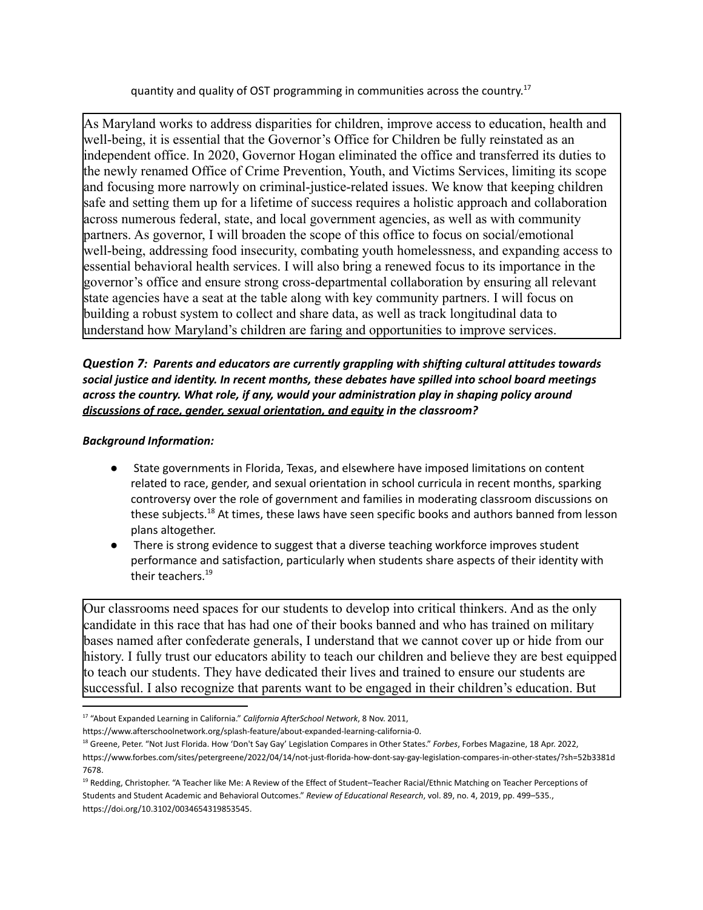quantity and quality of OST programming in communities across the country.[17]

As Maryland works to address disparities for children, improve access to education, health and well-being, it is essential that the Governor's Office for Children be fully reinstated as an independent office. In 2020, Governor Hogan eliminated the office and transferred its duties to the newly renamed Office of Crime Prevention, Youth, and Victims Services, limiting its scope and focusing more narrowly on criminal-justice-related issues. We know that keeping children safe and setting them up for a lifetime of success requires a holistic approach and collaboration across numerous federal, state, and local government agencies, as well as with community partners. As governor, I will broaden the scope of this office to focus on social/emotional well-being, addressing food insecurity, combating youth homelessness, and expanding access to essential behavioral health services. I will also bring a renewed focus to its importance in the governor's office and ensure strong cross-departmental collaboration by ensuring all relevant state agencies have a seat at the table along with key community partners. I will focus on building a robust system to collect and share data, as well as track longitudinal data to understand how Maryland's children are faring and opportunities to improve services.

***Question 7:*** ***Parents and educators are currently grappling with shifting cultural attitudes towards social justice and identity. In recent months, these debates have spilled into school board meetings across the country. What role, if any, would your administration play in shaping policy around <u>discussions of race, gender, sexual orientation, and equity</u> in the classroom?***

***Background Information:***

- State governments in Florida, Texas, and elsewhere have imposed limitations on content related to race, gender, and sexual orientation in school curricula in recent months, sparking controversy over the role of government and families in moderating classroom discussions on these subjects.[18] At times, these laws have seen specific books and authors banned from lesson plans altogether.
- There is strong evidence to suggest that a diverse teaching workforce improves student performance and satisfaction, particularly when students share aspects of their identity with their teachers.[19]

Our classrooms need spaces for our students to develop into critical thinkers. And as the only candidate in this race that has had one of their books banned and who has trained on military bases named after confederate generals, I understand that we cannot cover up or hide from our history. I fully trust our educators ability to teach our children and believe they are best equipped to teach our students. They have dedicated their lives and trained to ensure our students are successful. I also recognize that parents want to be engaged in their children's education. But

---

[17] "About Expanded Learning in California." *California AfterSchool Network*, 8 Nov. 2011, https://www.afterschoolnetwork.org/splash-feature/about-expanded-learning-california-0.

[18] Greene, Peter. "Not Just Florida. How 'Don't Say Gay' Legislation Compares in Other States." *Forbes*, Forbes Magazine, 18 Apr. 2022, https://www.forbes.com/sites/petergreene/2022/04/14/not-just-florida-how-dont-say-gay-legislation-compares-in-other-states/?sh=52b3381d7678.

[19] Redding, Christopher. "A Teacher like Me: A Review of the Effect of Student–Teacher Racial/Ethnic Matching on Teacher Perceptions of Students and Student Academic and Behavioral Outcomes." *Review of Educational Research*, vol. 89, no. 4, 2019, pp. 499–535., https://doi.org/10.3102/0034654319853545.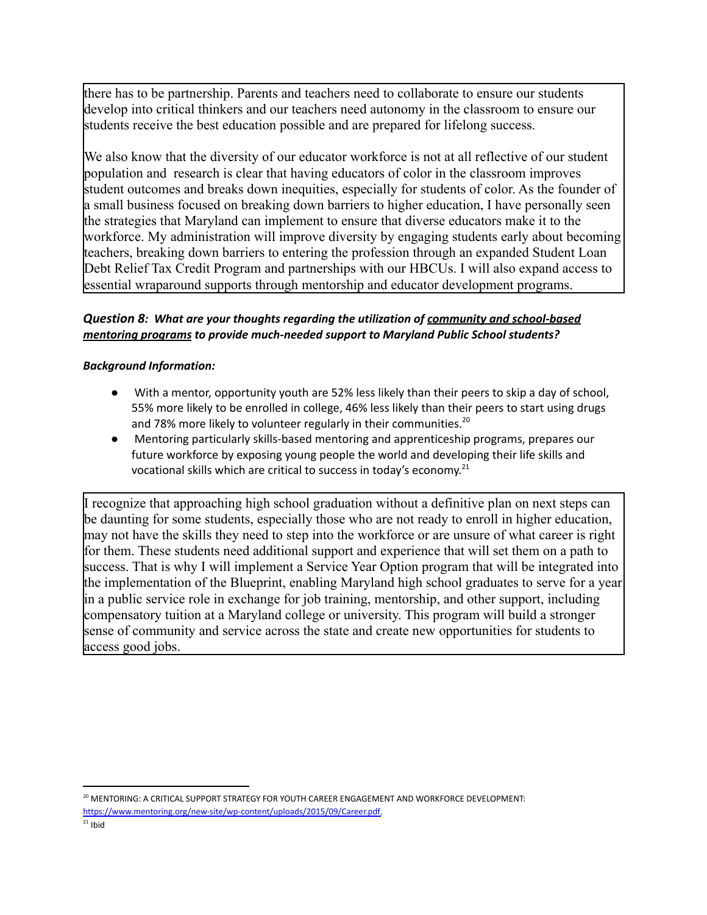there has to be partnership. Parents and teachers need to collaborate to ensure our students develop into critical thinkers and our teachers need autonomy in the classroom to ensure our students receive the best education possible and are prepared for lifelong success.

We also know that the diversity of our educator workforce is not at all reflective of our student population and  research is clear that having educators of color in the classroom improves student outcomes and breaks down inequities, especially for students of color. As the founder of a small business focused on breaking down barriers to higher education, I have personally seen the strategies that Maryland can implement to ensure that diverse educators make it to the workforce. My administration will improve diversity by engaging students early about becoming teachers, breaking down barriers to entering the profession through an expanded Student Loan Debt Relief Tax Credit Program and partnerships with our HBCUs. I will also expand access to essential wraparound supports through mentorship and educator development programs.

***Question 8:  What are your thoughts regarding the utilization of <u>community and school-based mentoring programs</u> to provide much-needed support to Maryland Public School students?***

***Background Information:***

- With a mentor, opportunity youth are 52% less likely than their peers to skip a day of school, 55% more likely to be enrolled in college, 46% less likely than their peers to start using drugs and 78% more likely to volunteer regularly in their communities.[20]
- Mentoring particularly skills-based mentoring and apprenticeship programs, prepares our future workforce by exposing young people the world and developing their life skills and vocational skills which are critical to success in today's economy.[21]

I recognize that approaching high school graduation without a definitive plan on next steps can be daunting for some students, especially those who are not ready to enroll in higher education, may not have the skills they need to step into the workforce or are unsure of what career is right for them. These students need additional support and experience that will set them on a path to success. That is why I will implement a Service Year Option program that will be integrated into the implementation of the Blueprint, enabling Maryland high school graduates to serve for a year in a public service role in exchange for job training, mentorship, and other support, including compensatory tuition at a Maryland college or university. This program will build a stronger sense of community and service across the state and create new opportunities for students to access good jobs.

---

[20] MENTORING: A CRITICAL SUPPORT STRATEGY FOR YOUTH CAREER ENGAGEMENT AND WORKFORCE DEVELOPMENT: https://www.mentoring.org/new-site/wp-content/uploads/2015/09/Career.pdf,

[21] Ibid